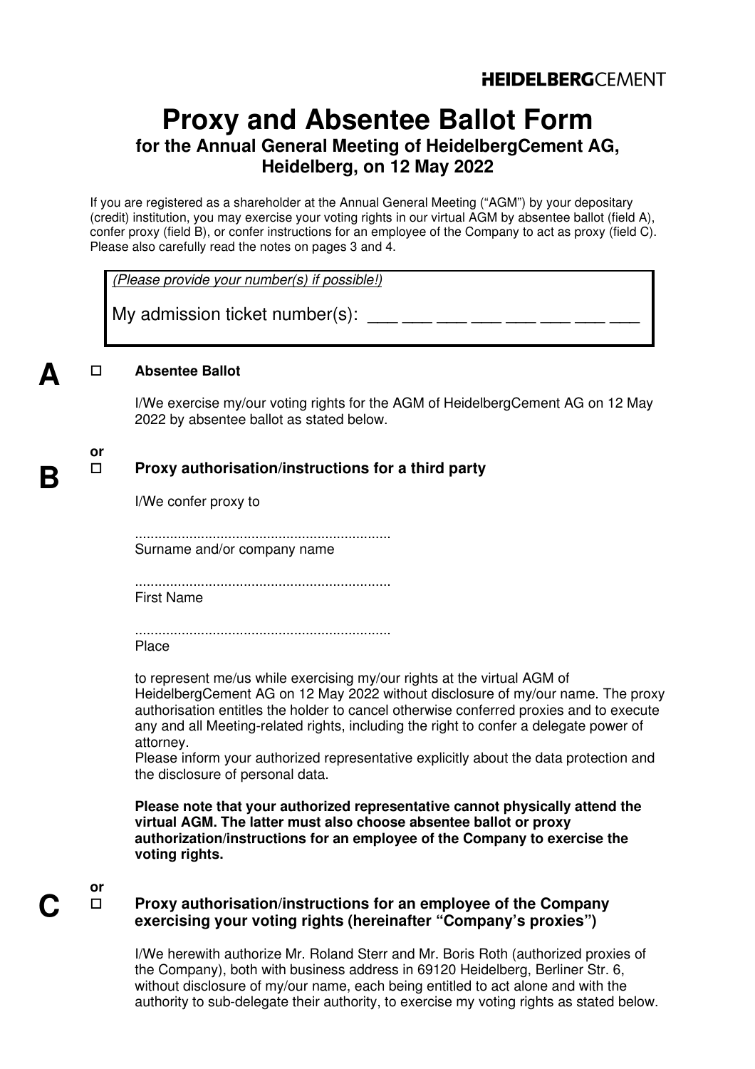HEIDELBERGCEMENT

# Proxy and Absentee Ballot Form

## for the Annual General Meeting of HeidelbergCement AG, Heidelberg, on 12 May 2022

If you are registered as a shareholder at the Annual General Meeting ("AGM") by your depositary (credit) institution, you may exercise your voting rights in our virtual AGM by absentee ballot (field A), confer proxy (field B), or confer instructions for an employee of the Company to act as proxy (field C). Please also carefully read the notes on pages 3 and 4.

*(Please provide your number(s) if possible!)*

My admission ticket number(s): ___ ___ ___ ___ ___ ___ ___ ___

**A** ☐ **Absentee Ballot**

I/We exercise my/our voting rights for the AGM of HeidelbergCement AG on 12 May 2022 by absentee ballot as stated below.

**or**

**B** ☐ **Proxy authorisation/instructions for a third party**

I/We confer proxy to

..................................................................
Surname and/or company name

..................................................................
First Name

..................................................................
Place

to represent me/us while exercising my/our rights at the virtual AGM of HeidelbergCement AG on 12 May 2022 without disclosure of my/our name. The proxy authorisation entitles the holder to cancel otherwise conferred proxies and to execute any and all Meeting-related rights, including the right to confer a delegate power of attorney.
Please inform your authorized representative explicitly about the data protection and the disclosure of personal data.

**Please note that your authorized representative cannot physically attend the virtual AGM. The latter must also choose absentee ballot or proxy authorization/instructions for an employee of the Company to exercise the voting rights.**

**or**

**C** ☐ **Proxy authorisation/instructions for an employee of the Company exercising your voting rights (hereinafter "Company's proxies")**

I/We herewith authorize Mr. Roland Sterr and Mr. Boris Roth (authorized proxies of the Company), both with business address in 69120 Heidelberg, Berliner Str. 6, without disclosure of my/our name, each being entitled to act alone and with the authority to sub-delegate their authority, to exercise my voting rights as stated below.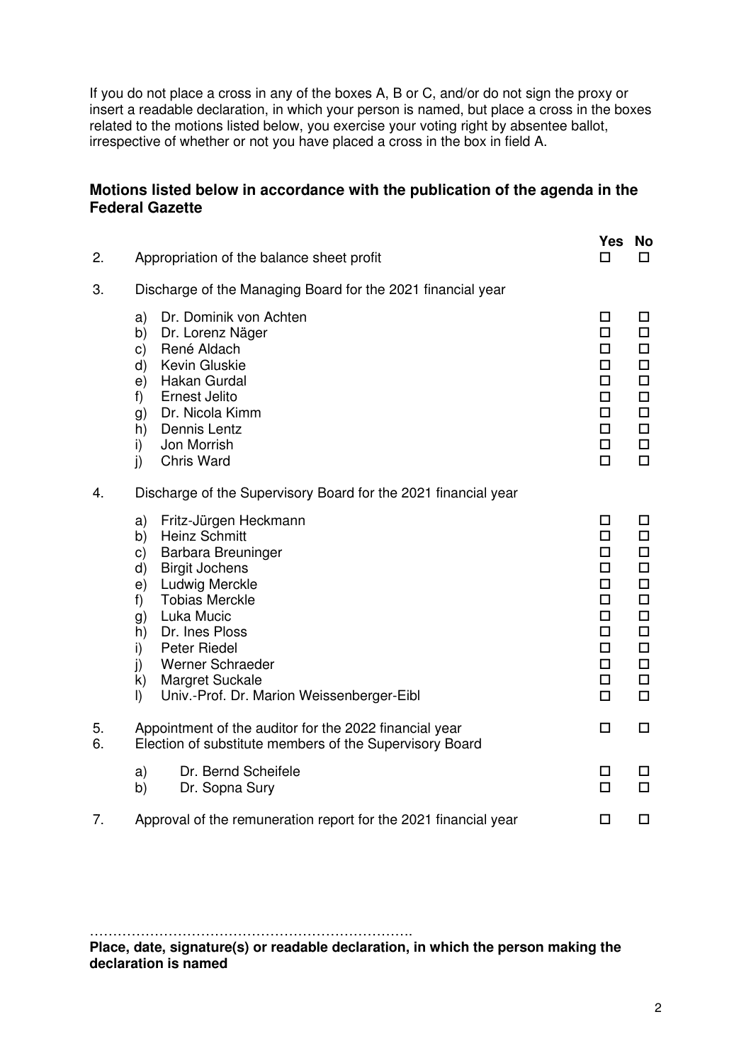If you do not place a cross in any of the boxes A, B or C, and/or do not sign the proxy or insert a readable declaration, in which your person is named, but place a cross in the boxes related to the motions listed below, you exercise your voting right by absentee ballot, irrespective of whether or not you have placed a cross in the box in field A.

## Motions listed below in accordance with the publication of the agenda in the Federal Gazette

| | | Yes | No |
|---|---|---|---|
| 2. | Appropriation of the balance sheet profit | ☐ | ☐ |
| 3. | Discharge of the Managing Board for the 2021 financial year | | |
| | a) Dr. Dominik von Achten | ☐ | ☐ |
| | b) Dr. Lorenz Näger | ☐ | ☐ |
| | c) René Aldach | ☐ | ☐ |
| | d) Kevin Gluskie | ☐ | ☐ |
| | e) Hakan Gurdal | ☐ | ☐ |
| | f) Ernest Jelito | ☐ | ☐ |
| | g) Dr. Nicola Kimm | ☐ | ☐ |
| | h) Dennis Lentz | ☐ | ☐ |
| | i) Jon Morrish | ☐ | ☐ |
| | j) Chris Ward | ☐ | ☐ |
| 4. | Discharge of the Supervisory Board for the 2021 financial year | | |
| | a) Fritz-Jürgen Heckmann | ☐ | ☐ |
| | b) Heinz Schmitt | ☐ | ☐ |
| | c) Barbara Breuninger | ☐ | ☐ |
| | d) Birgit Jochens | ☐ | ☐ |
| | e) Ludwig Merckle | ☐ | ☐ |
| | f) Tobias Merckle | ☐ | ☐ |
| | g) Luka Mucic | ☐ | ☐ |
| | h) Dr. Ines Ploss | ☐ | ☐ |
| | i) Peter Riedel | ☐ | ☐ |
| | j) Werner Schraeder | ☐ | ☐ |
| | k) Margret Suckale | ☐ | ☐ |
| | l) Univ.-Prof. Dr. Marion Weissenberger-Eibl | ☐ | ☐ |
| 5. | Appointment of the auditor for the 2022 financial year | ☐ | ☐ |
| 6. | Election of substitute members of the Supervisory Board | | |
| | a) Dr. Bernd Scheifele | ☐ | ☐ |
| | b) Dr. Sopna Sury | ☐ | ☐ |
| 7. | Approval of the remuneration report for the 2021 financial year | ☐ | ☐ |

…………………………………………………………….

**Place, date, signature(s) or readable declaration, in which the person making the declaration is named**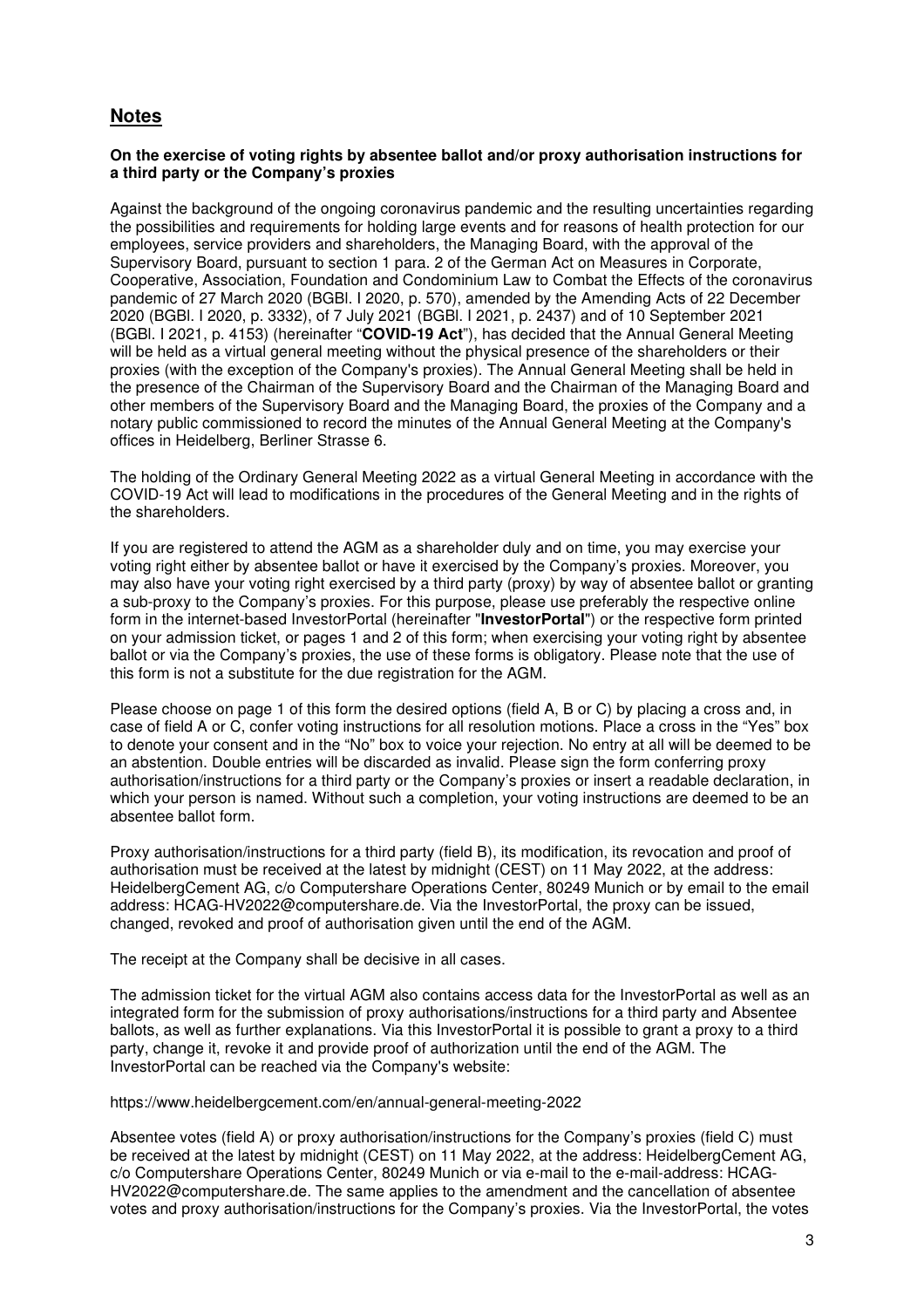## Notes

**On the exercise of voting rights by absentee ballot and/or proxy authorisation instructions for a third party or the Company's proxies**

Against the background of the ongoing coronavirus pandemic and the resulting uncertainties regarding the possibilities and requirements for holding large events and for reasons of health protection for our employees, service providers and shareholders, the Managing Board, with the approval of the Supervisory Board, pursuant to section 1 para. 2 of the German Act on Measures in Corporate, Cooperative, Association, Foundation and Condominium Law to Combat the Effects of the coronavirus pandemic of 27 March 2020 (BGBl. I 2020, p. 570), amended by the Amending Acts of 22 December 2020 (BGBl. I 2020, p. 3332), of 7 July 2021 (BGBl. I 2021, p. 2437) and of 10 September 2021 (BGBl. I 2021, p. 4153) (hereinafter "**COVID-19 Act**"), has decided that the Annual General Meeting will be held as a virtual general meeting without the physical presence of the shareholders or their proxies (with the exception of the Company's proxies). The Annual General Meeting shall be held in the presence of the Chairman of the Supervisory Board and the Chairman of the Managing Board and other members of the Supervisory Board and the Managing Board, the proxies of the Company and a notary public commissioned to record the minutes of the Annual General Meeting at the Company's offices in Heidelberg, Berliner Strasse 6.

The holding of the Ordinary General Meeting 2022 as a virtual General Meeting in accordance with the COVID-19 Act will lead to modifications in the procedures of the General Meeting and in the rights of the shareholders.

If you are registered to attend the AGM as a shareholder duly and on time, you may exercise your voting right either by absentee ballot or have it exercised by the Company's proxies. Moreover, you may also have your voting right exercised by a third party (proxy) by way of absentee ballot or granting a sub-proxy to the Company's proxies. For this purpose, please use preferably the respective online form in the internet-based InvestorPortal (hereinafter "**InvestorPortal**") or the respective form printed on your admission ticket, or pages 1 and 2 of this form; when exercising your voting right by absentee ballot or via the Company's proxies, the use of these forms is obligatory. Please note that the use of this form is not a substitute for the due registration for the AGM.

Please choose on page 1 of this form the desired options (field A, B or C) by placing a cross and, in case of field A or C, confer voting instructions for all resolution motions. Place a cross in the "Yes" box to denote your consent and in the "No" box to voice your rejection. No entry at all will be deemed to be an abstention. Double entries will be discarded as invalid. Please sign the form conferring proxy authorisation/instructions for a third party or the Company's proxies or insert a readable declaration, in which your person is named. Without such a completion, your voting instructions are deemed to be an absentee ballot form.

Proxy authorisation/instructions for a third party (field B), its modification, its revocation and proof of authorisation must be received at the latest by midnight (CEST) on 11 May 2022, at the address: HeidelbergCement AG, c/o Computershare Operations Center, 80249 Munich or by email to the email address: HCAG-HV2022@computershare.de. Via the InvestorPortal, the proxy can be issued, changed, revoked and proof of authorisation given until the end of the AGM.

The receipt at the Company shall be decisive in all cases.

The admission ticket for the virtual AGM also contains access data for the InvestorPortal as well as an integrated form for the submission of proxy authorisations/instructions for a third party and Absentee ballots, as well as further explanations. Via this InvestorPortal it is possible to grant a proxy to a third party, change it, revoke it and provide proof of authorization until the end of the AGM. The InvestorPortal can be reached via the Company's website:

https://www.heidelbergcement.com/en/annual-general-meeting-2022

Absentee votes (field A) or proxy authorisation/instructions for the Company's proxies (field C) must be received at the latest by midnight (CEST) on 11 May 2022, at the address: HeidelbergCement AG, c/o Computershare Operations Center, 80249 Munich or via e-mail to the e-mail-address: HCAG-HV2022@computershare.de. The same applies to the amendment and the cancellation of absentee votes and proxy authorisation/instructions for the Company's proxies. Via the InvestorPortal, the votes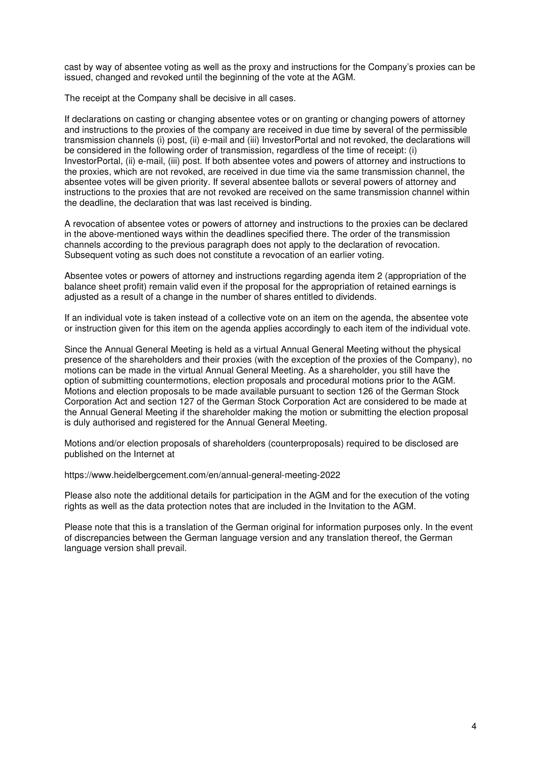cast by way of absentee voting as well as the proxy and instructions for the Company's proxies can be issued, changed and revoked until the beginning of the vote at the AGM.

The receipt at the Company shall be decisive in all cases.

If declarations on casting or changing absentee votes or on granting or changing powers of attorney and instructions to the proxies of the company are received in due time by several of the permissible transmission channels (i) post, (ii) e-mail and (iii) InvestorPortal and not revoked, the declarations will be considered in the following order of transmission, regardless of the time of receipt: (i) InvestorPortal, (ii) e-mail, (iii) post. If both absentee votes and powers of attorney and instructions to the proxies, which are not revoked, are received in due time via the same transmission channel, the absentee votes will be given priority. If several absentee ballots or several powers of attorney and instructions to the proxies that are not revoked are received on the same transmission channel within the deadline, the declaration that was last received is binding.

A revocation of absentee votes or powers of attorney and instructions to the proxies can be declared in the above-mentioned ways within the deadlines specified there. The order of the transmission channels according to the previous paragraph does not apply to the declaration of revocation. Subsequent voting as such does not constitute a revocation of an earlier voting.

Absentee votes or powers of attorney and instructions regarding agenda item 2 (appropriation of the balance sheet profit) remain valid even if the proposal for the appropriation of retained earnings is adjusted as a result of a change in the number of shares entitled to dividends.

If an individual vote is taken instead of a collective vote on an item on the agenda, the absentee vote or instruction given for this item on the agenda applies accordingly to each item of the individual vote.

Since the Annual General Meeting is held as a virtual Annual General Meeting without the physical presence of the shareholders and their proxies (with the exception of the proxies of the Company), no motions can be made in the virtual Annual General Meeting. As a shareholder, you still have the option of submitting countermotions, election proposals and procedural motions prior to the AGM. Motions and election proposals to be made available pursuant to section 126 of the German Stock Corporation Act and section 127 of the German Stock Corporation Act are considered to be made at the Annual General Meeting if the shareholder making the motion or submitting the election proposal is duly authorised and registered for the Annual General Meeting.

Motions and/or election proposals of shareholders (counterproposals) required to be disclosed are published on the Internet at

https://www.heidelbergcement.com/en/annual-general-meeting-2022

Please also note the additional details for participation in the AGM and for the execution of the voting rights as well as the data protection notes that are included in the Invitation to the AGM.

Please note that this is a translation of the German original for information purposes only. In the event of discrepancies between the German language version and any translation thereof, the German language version shall prevail.